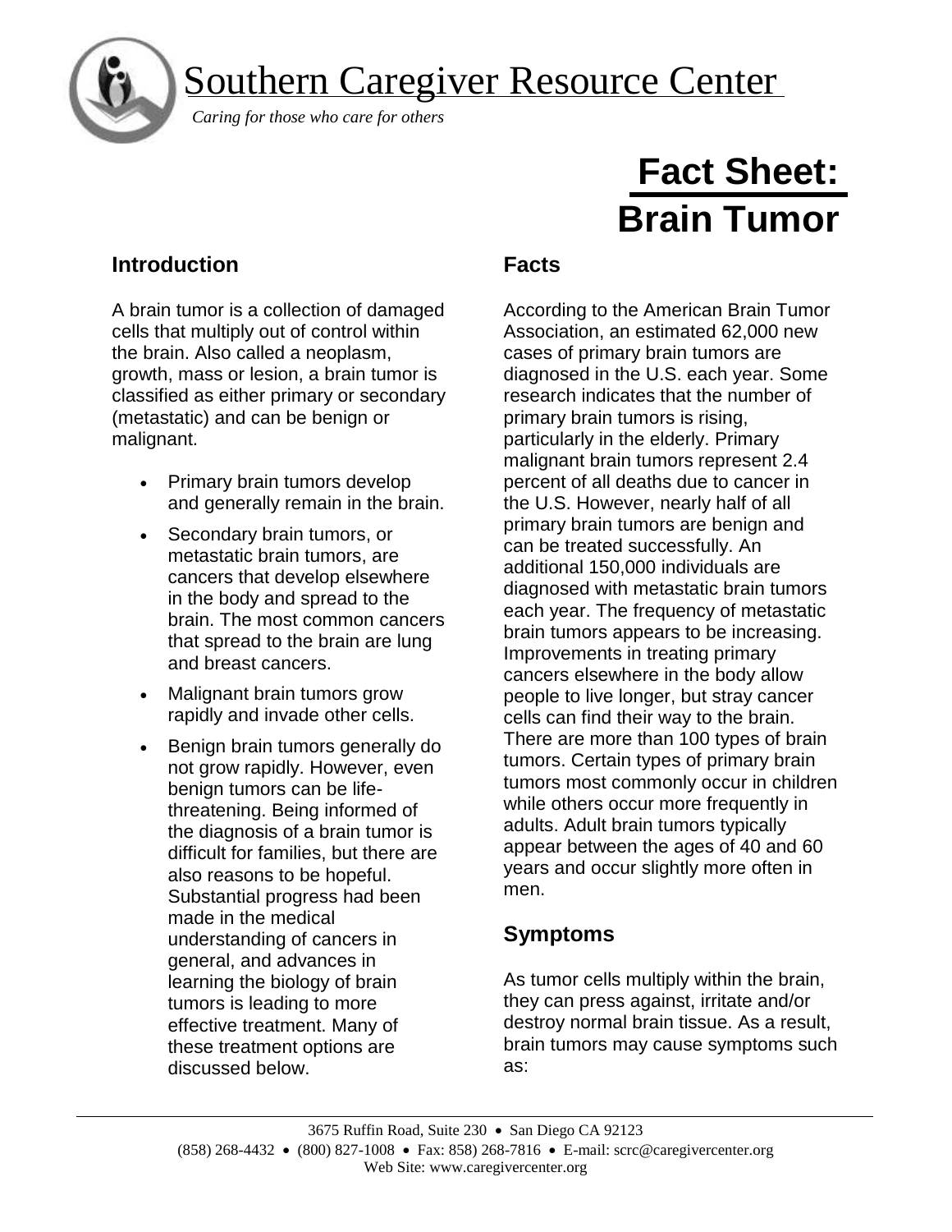# Southern Caregiver Resource Center

*Caring for those who care for others*

# Fact Sheet: Brain Tumor

## Introduction

A brain tumor is a collection of damaged cells that multiply out of control within the brain. Also called a neoplasm, growth, mass or lesion, a brain tumor is classified as either primary or secondary (metastatic) and can be benign or malignant.

- Primary brain tumors develop and generally remain in the brain.
- Secondary brain tumors, or metastatic brain tumors, are cancers that develop elsewhere in the body and spread to the brain. The most common cancers that spread to the brain are lung and breast cancers.
- Malignant brain tumors grow rapidly and invade other cells.
- Benign brain tumors generally do not grow rapidly. However, even benign tumors can be life-threatening. Being informed of the diagnosis of a brain tumor is difficult for families, but there are also reasons to be hopeful. Substantial progress had been made in the medical understanding of cancers in general, and advances in learning the biology of brain tumors is leading to more effective treatment. Many of these treatment options are discussed below.

## Facts

According to the American Brain Tumor Association, an estimated 62,000 new cases of primary brain tumors are diagnosed in the U.S. each year. Some research indicates that the number of primary brain tumors is rising, particularly in the elderly. Primary malignant brain tumors represent 2.4 percent of all deaths due to cancer in the U.S. However, nearly half of all primary brain tumors are benign and can be treated successfully. An additional 150,000 individuals are diagnosed with metastatic brain tumors each year. The frequency of metastatic brain tumors appears to be increasing. Improvements in treating primary cancers elsewhere in the body allow people to live longer, but stray cancer cells can find their way to the brain. There are more than 100 types of brain tumors. Certain types of primary brain tumors most commonly occur in children while others occur more frequently in adults. Adult brain tumors typically appear between the ages of 40 and 60 years and occur slightly more often in men.

## Symptoms

As tumor cells multiply within the brain, they can press against, irritate and/or destroy normal brain tissue. As a result, brain tumors may cause symptoms such as: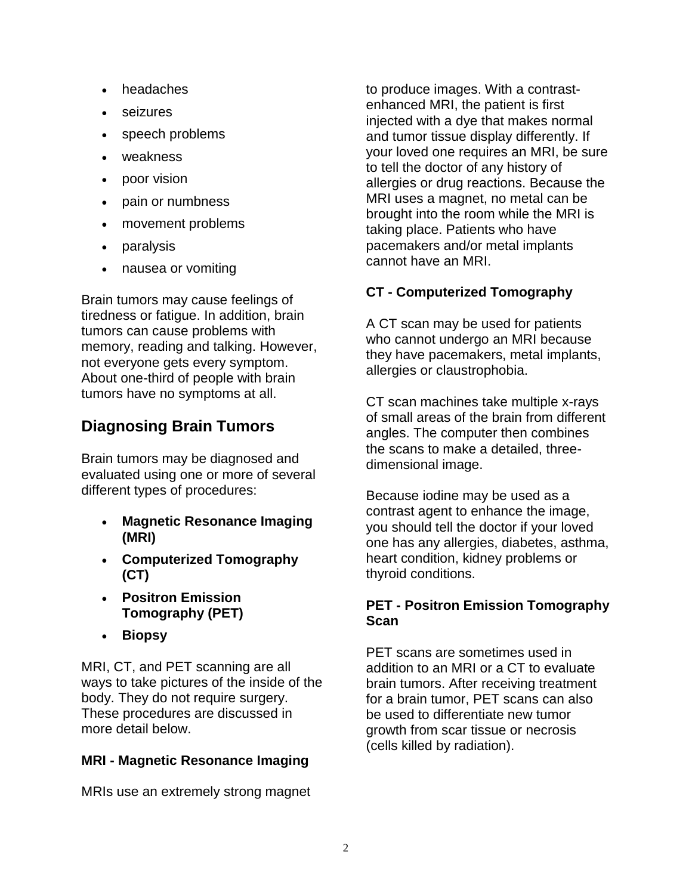- headaches
- seizures
- speech problems
- weakness
- poor vision
- pain or numbness
- movement problems
- paralysis
- nausea or vomiting

Brain tumors may cause feelings of tiredness or fatigue. In addition, brain tumors can cause problems with memory, reading and talking. However, not everyone gets every symptom. About one-third of people with brain tumors have no symptoms at all.

## Diagnosing Brain Tumors

Brain tumors may be diagnosed and evaluated using one or more of several different types of procedures:

- **Magnetic Resonance Imaging (MRI)**
- **Computerized Tomography (CT)**
- **Positron Emission Tomography (PET)**
- **Biopsy**

MRI, CT, and PET scanning are all ways to take pictures of the inside of the body. They do not require surgery. These procedures are discussed in more detail below.

### MRI - Magnetic Resonance Imaging

MRIs use an extremely strong magnet to produce images. With a contrast-enhanced MRI, the patient is first injected with a dye that makes normal and tumor tissue display differently. If your loved one requires an MRI, be sure to tell the doctor of any history of allergies or drug reactions. Because the MRI uses a magnet, no metal can be brought into the room while the MRI is taking place. Patients who have pacemakers and/or metal implants cannot have an MRI.

### CT - Computerized Tomography

A CT scan may be used for patients who cannot undergo an MRI because they have pacemakers, metal implants, allergies or claustrophobia.

CT scan machines take multiple x-rays of small areas of the brain from different angles. The computer then combines the scans to make a detailed, three-dimensional image.

Because iodine may be used as a contrast agent to enhance the image, you should tell the doctor if your loved one has any allergies, diabetes, asthma, heart condition, kidney problems or thyroid conditions.

### PET - Positron Emission Tomography Scan

PET scans are sometimes used in addition to an MRI or a CT to evaluate brain tumors. After receiving treatment for a brain tumor, PET scans can also be used to differentiate new tumor growth from scar tissue or necrosis (cells killed by radiation).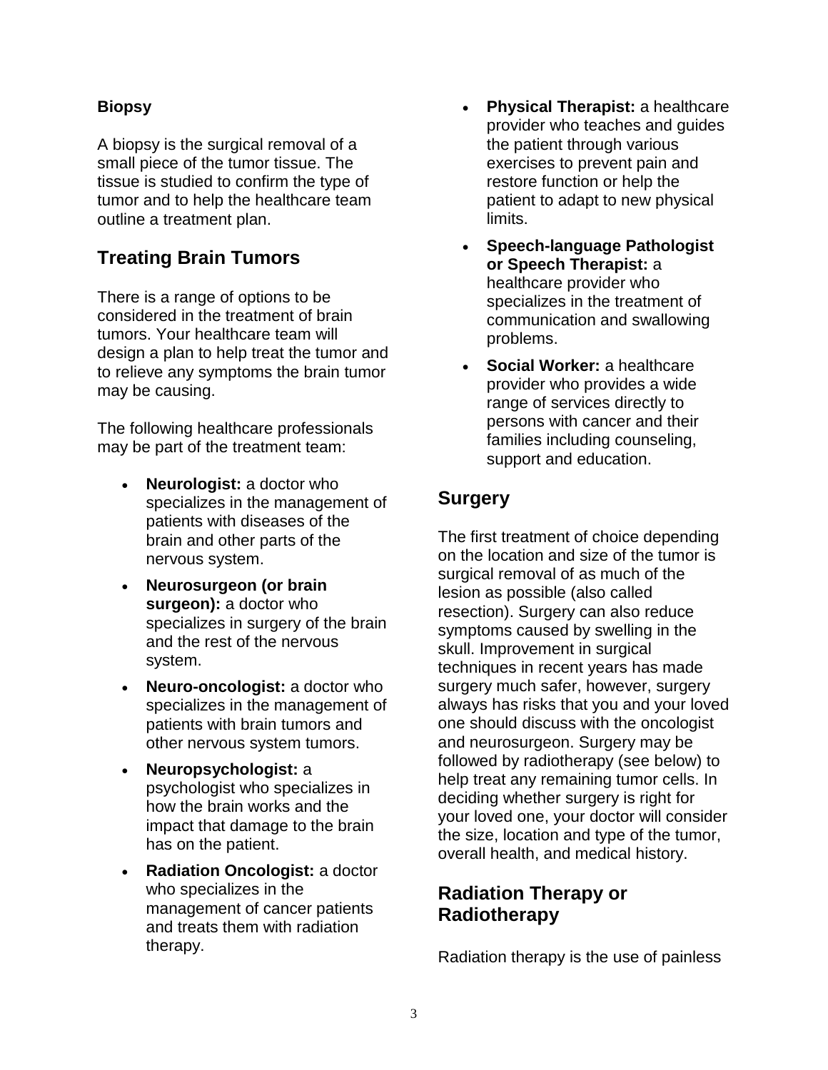**Biopsy**

A biopsy is the surgical removal of a small piece of the tumor tissue. The tissue is studied to confirm the type of tumor and to help the healthcare team outline a treatment plan.

## Treating Brain Tumors

There is a range of options to be considered in the treatment of brain tumors. Your healthcare team will design a plan to help treat the tumor and to relieve any symptoms the brain tumor may be causing.

The following healthcare professionals may be part of the treatment team:

- **Neurologist:** a doctor who specializes in the management of patients with diseases of the brain and other parts of the nervous system.
- **Neurosurgeon (or brain surgeon):** a doctor who specializes in surgery of the brain and the rest of the nervous system.
- **Neuro-oncologist:** a doctor who specializes in the management of patients with brain tumors and other nervous system tumors.
- **Neuropsychologist:** a psychologist who specializes in how the brain works and the impact that damage to the brain has on the patient.
- **Radiation Oncologist:** a doctor who specializes in the management of cancer patients and treats them with radiation therapy.
- **Physical Therapist:** a healthcare provider who teaches and guides the patient through various exercises to prevent pain and restore function or help the patient to adapt to new physical limits.
- **Speech-language Pathologist or Speech Therapist:** a healthcare provider who specializes in the treatment of communication and swallowing problems.
- **Social Worker:** a healthcare provider who provides a wide range of services directly to persons with cancer and their families including counseling, support and education.

## Surgery

The first treatment of choice depending on the location and size of the tumor is surgical removal of as much of the lesion as possible (also called resection). Surgery can also reduce symptoms caused by swelling in the skull. Improvement in surgical techniques in recent years has made surgery much safer, however, surgery always has risks that you and your loved one should discuss with the oncologist and neurosurgeon. Surgery may be followed by radiotherapy (see below) to help treat any remaining tumor cells. In deciding whether surgery is right for your loved one, your doctor will consider the size, location and type of the tumor, overall health, and medical history.

## Radiation Therapy or Radiotherapy

Radiation therapy is the use of painless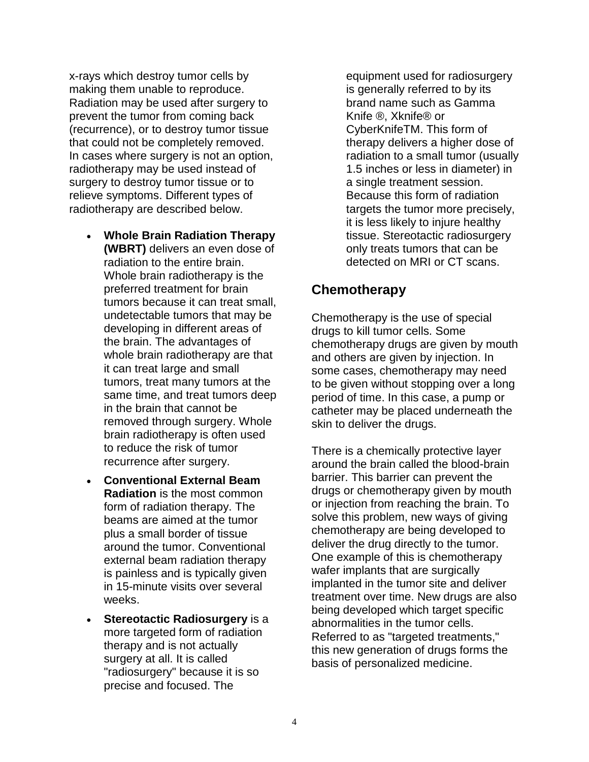x-rays which destroy tumor cells by making them unable to reproduce. Radiation may be used after surgery to prevent the tumor from coming back (recurrence), or to destroy tumor tissue that could not be completely removed. In cases where surgery is not an option, radiotherapy may be used instead of surgery to destroy tumor tissue or to relieve symptoms. Different types of radiotherapy are described below.

- **Whole Brain Radiation Therapy (WBRT)** delivers an even dose of radiation to the entire brain. Whole brain radiotherapy is the preferred treatment for brain tumors because it can treat small, undetectable tumors that may be developing in different areas of the brain. The advantages of whole brain radiotherapy are that it can treat large and small tumors, treat many tumors at the same time, and treat tumors deep in the brain that cannot be removed through surgery. Whole brain radiotherapy is often used to reduce the risk of tumor recurrence after surgery.
- **Conventional External Beam Radiation** is the most common form of radiation therapy. The beams are aimed at the tumor plus a small border of tissue around the tumor. Conventional external beam radiation therapy is painless and is typically given in 15-minute visits over several weeks.
- **Stereotactic Radiosurgery** is a more targeted form of radiation therapy and is not actually surgery at all. It is called "radiosurgery" because it is so precise and focused. The equipment used for radiosurgery is generally referred to by its brand name such as Gamma Knife ®, Xknife® or CyberKnifeTM. This form of therapy delivers a higher dose of radiation to a small tumor (usually 1.5 inches or less in diameter) in a single treatment session. Because this form of radiation targets the tumor more precisely, it is less likely to injure healthy tissue. Stereotactic radiosurgery only treats tumors that can be detected on MRI or CT scans.

## Chemotherapy

Chemotherapy is the use of special drugs to kill tumor cells. Some chemotherapy drugs are given by mouth and others are given by injection. In some cases, chemotherapy may need to be given without stopping over a long period of time. In this case, a pump or catheter may be placed underneath the skin to deliver the drugs.

There is a chemically protective layer around the brain called the blood-brain barrier. This barrier can prevent the drugs or chemotherapy given by mouth or injection from reaching the brain. To solve this problem, new ways of giving chemotherapy are being developed to deliver the drug directly to the tumor. One example of this is chemotherapy wafer implants that are surgically implanted in the tumor site and deliver treatment over time. New drugs are also being developed which target specific abnormalities in the tumor cells. Referred to as "targeted treatments," this new generation of drugs forms the basis of personalized medicine.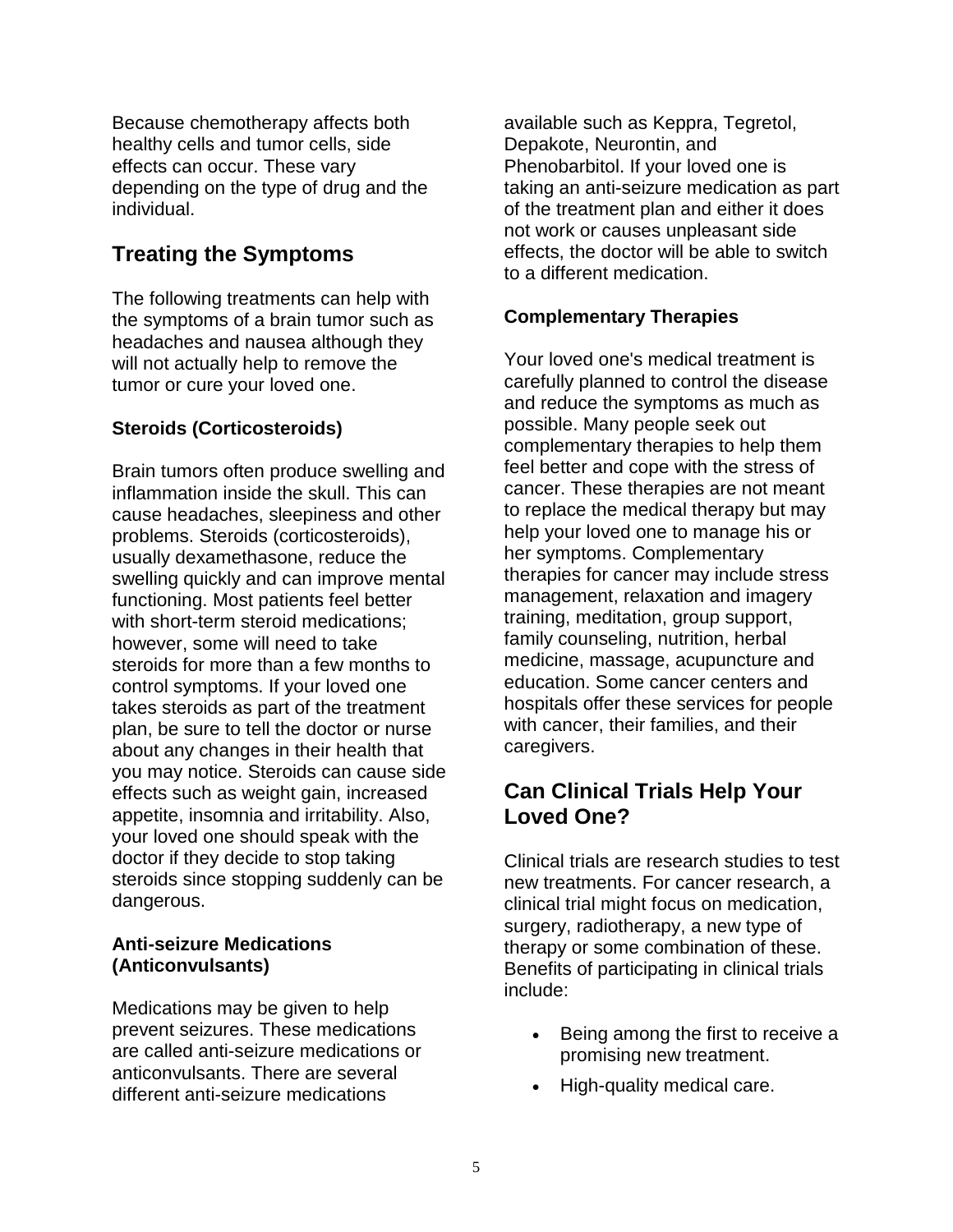Because chemotherapy affects both healthy cells and tumor cells, side effects can occur. These vary depending on the type of drug and the individual.

## Treating the Symptoms

The following treatments can help with the symptoms of a brain tumor such as headaches and nausea although they will not actually help to remove the tumor or cure your loved one.

### Steroids (Corticosteroids)

Brain tumors often produce swelling and inflammation inside the skull. This can cause headaches, sleepiness and other problems. Steroids (corticosteroids), usually dexamethasone, reduce the swelling quickly and can improve mental functioning. Most patients feel better with short-term steroid medications; however, some will need to take steroids for more than a few months to control symptoms. If your loved one takes steroids as part of the treatment plan, be sure to tell the doctor or nurse about any changes in their health that you may notice. Steroids can cause side effects such as weight gain, increased appetite, insomnia and irritability. Also, your loved one should speak with the doctor if they decide to stop taking steroids since stopping suddenly can be dangerous.

### Anti-seizure Medications (Anticonvulsants)

Medications may be given to help prevent seizures. These medications are called anti-seizure medications or anticonvulsants. There are several different anti-seizure medications available such as Keppra, Tegretol, Depakote, Neurontin, and Phenobarbitol. If your loved one is taking an anti-seizure medication as part of the treatment plan and either it does not work or causes unpleasant side effects, the doctor will be able to switch to a different medication.

### Complementary Therapies

Your loved one's medical treatment is carefully planned to control the disease and reduce the symptoms as much as possible. Many people seek out complementary therapies to help them feel better and cope with the stress of cancer. These therapies are not meant to replace the medical therapy but may help your loved one to manage his or her symptoms. Complementary therapies for cancer may include stress management, relaxation and imagery training, meditation, group support, family counseling, nutrition, herbal medicine, massage, acupuncture and education. Some cancer centers and hospitals offer these services for people with cancer, their families, and their caregivers.

## Can Clinical Trials Help Your Loved One?

Clinical trials are research studies to test new treatments. For cancer research, a clinical trial might focus on medication, surgery, radiotherapy, a new type of therapy or some combination of these. Benefits of participating in clinical trials include:

- Being among the first to receive a promising new treatment.
- High-quality medical care.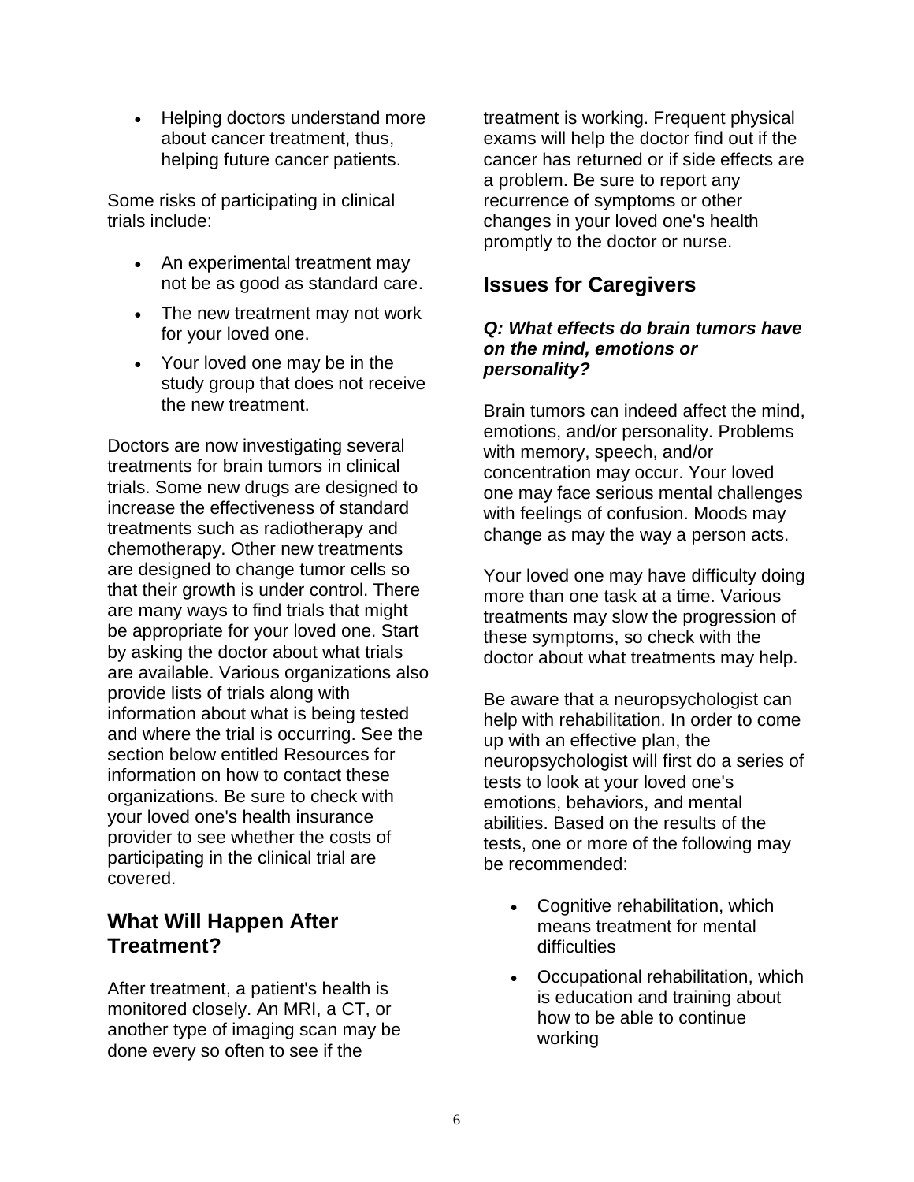- Helping doctors understand more about cancer treatment, thus, helping future cancer patients.

Some risks of participating in clinical trials include:

- An experimental treatment may not be as good as standard care.
- The new treatment may not work for your loved one.
- Your loved one may be in the study group that does not receive the new treatment.

Doctors are now investigating several treatments for brain tumors in clinical trials. Some new drugs are designed to increase the effectiveness of standard treatments such as radiotherapy and chemotherapy. Other new treatments are designed to change tumor cells so that their growth is under control. There are many ways to find trials that might be appropriate for your loved one. Start by asking the doctor about what trials are available. Various organizations also provide lists of trials along with information about what is being tested and where the trial is occurring. See the section below entitled Resources for information on how to contact these organizations. Be sure to check with your loved one's health insurance provider to see whether the costs of participating in the clinical trial are covered.

## What Will Happen After Treatment?

After treatment, a patient's health is monitored closely. An MRI, a CT, or another type of imaging scan may be done every so often to see if the treatment is working. Frequent physical exams will help the doctor find out if the cancer has returned or if side effects are a problem. Be sure to report any recurrence of symptoms or other changes in your loved one's health promptly to the doctor or nurse.

## Issues for Caregivers

***Q: What effects do brain tumors have on the mind, emotions or personality?***

Brain tumors can indeed affect the mind, emotions, and/or personality. Problems with memory, speech, and/or concentration may occur. Your loved one may face serious mental challenges with feelings of confusion. Moods may change as may the way a person acts.

Your loved one may have difficulty doing more than one task at a time. Various treatments may slow the progression of these symptoms, so check with the doctor about what treatments may help.

Be aware that a neuropsychologist can help with rehabilitation. In order to come up with an effective plan, the neuropsychologist will first do a series of tests to look at your loved one's emotions, behaviors, and mental abilities. Based on the results of the tests, one or more of the following may be recommended:

- Cognitive rehabilitation, which means treatment for mental difficulties
- Occupational rehabilitation, which is education and training about how to be able to continue working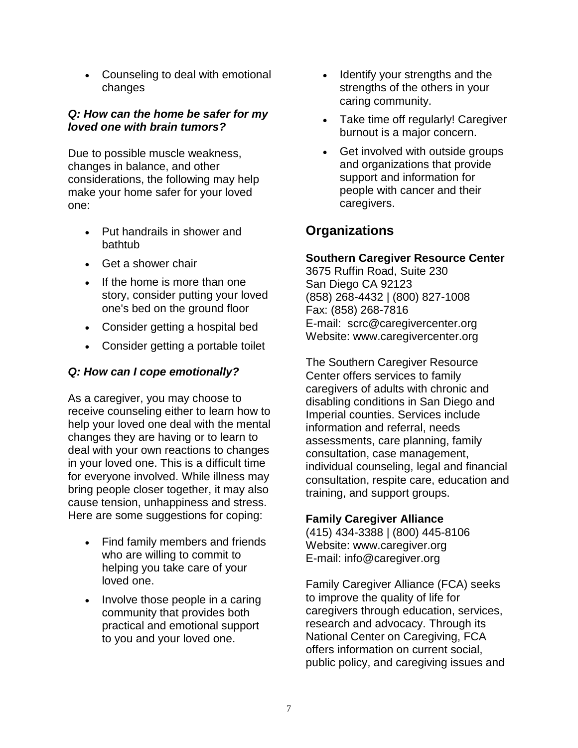- Counseling to deal with emotional changes

***Q: How can the home be safer for my loved one with brain tumors?***

Due to possible muscle weakness, changes in balance, and other considerations, the following may help make your home safer for your loved one:

- Put handrails in shower and bathtub
- Get a shower chair
- If the home is more than one story, consider putting your loved one's bed on the ground floor
- Consider getting a hospital bed
- Consider getting a portable toilet

***Q: How can I cope emotionally?***

As a caregiver, you may choose to receive counseling either to learn how to help your loved one deal with the mental changes they are having or to learn to deal with your own reactions to changes in your loved one. This is a difficult time for everyone involved. While illness may bring people closer together, it may also cause tension, unhappiness and stress. Here are some suggestions for coping:

- Find family members and friends who are willing to commit to helping you take care of your loved one.
- Involve those people in a caring community that provides both practical and emotional support to you and your loved one.
- Identify your strengths and the strengths of the others in your caring community.
- Take time off regularly! Caregiver burnout is a major concern.
- Get involved with outside groups and organizations that provide support and information for people with cancer and their caregivers.

## Organizations

**Southern Caregiver Resource Center**
3675 Ruffin Road, Suite 230
San Diego CA 92123
(858) 268-4432 | (800) 827-1008
Fax: (858) 268-7816
E-mail: scrc@caregivercenter.org
Website: www.caregivercenter.org

The Southern Caregiver Resource Center offers services to family caregivers of adults with chronic and disabling conditions in San Diego and Imperial counties. Services include information and referral, needs assessments, care planning, family consultation, case management, individual counseling, legal and financial consultation, respite care, education and training, and support groups.

**Family Caregiver Alliance**
(415) 434-3388 | (800) 445-8106
Website: www.caregiver.org
E-mail: info@caregiver.org

Family Caregiver Alliance (FCA) seeks to improve the quality of life for caregivers through education, services, research and advocacy. Through its National Center on Caregiving, FCA offers information on current social, public policy, and caregiving issues and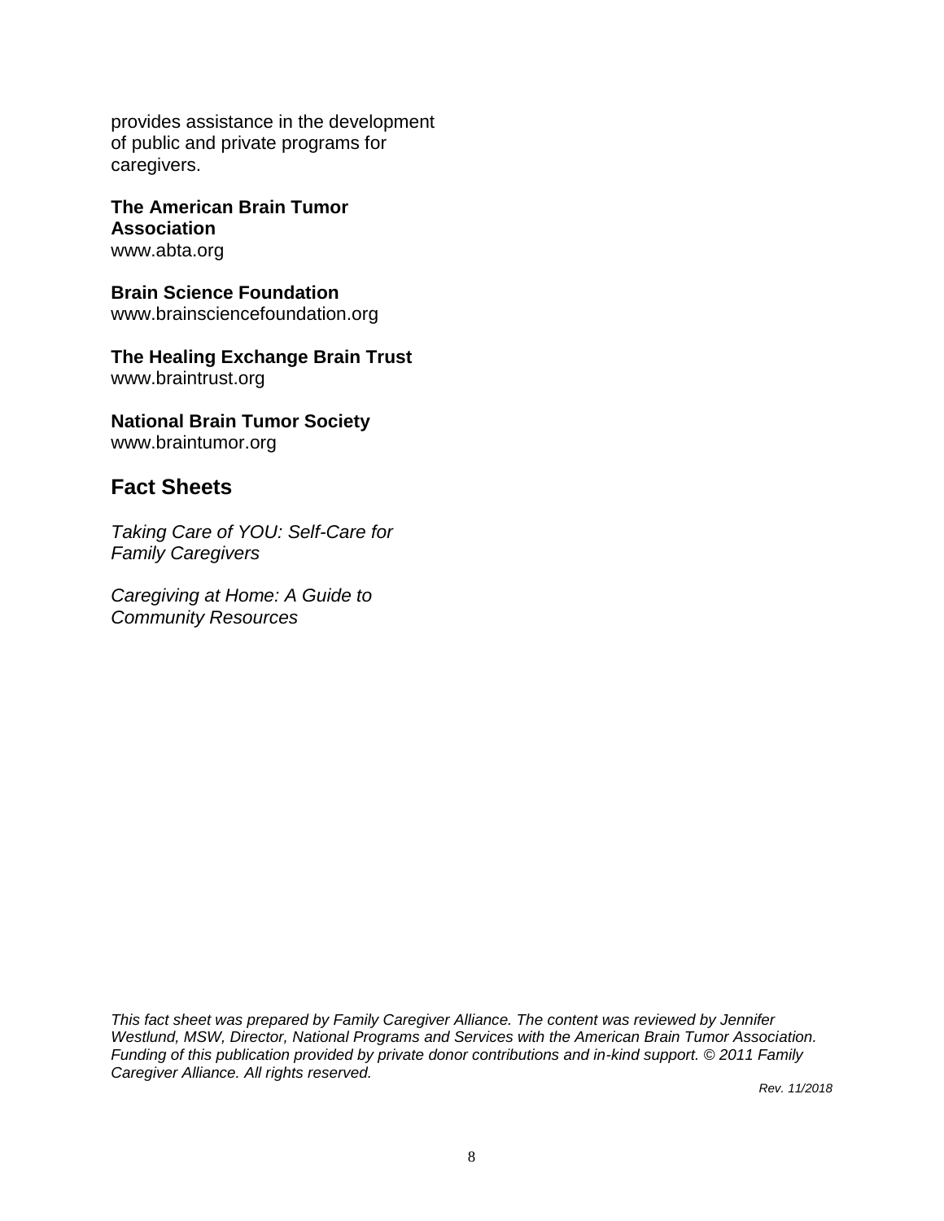provides assistance in the development of public and private programs for caregivers.

**The American Brain Tumor Association**
www.abta.org

**Brain Science Foundation**
www.brainsciencefoundation.org

**The Healing Exchange Brain Trust**
www.braintrust.org

**National Brain Tumor Society**
www.braintumor.org

## Fact Sheets

*Taking Care of YOU: Self-Care for Family Caregivers*

*Caregiving at Home: A Guide to Community Resources*

*This fact sheet was prepared by Family Caregiver Alliance. The content was reviewed by Jennifer Westlund, MSW, Director, National Programs and Services with the American Brain Tumor Association. Funding of this publication provided by private donor contributions and in-kind support. © 2011 Family Caregiver Alliance. All rights reserved.*

*Rev. 11/2018*